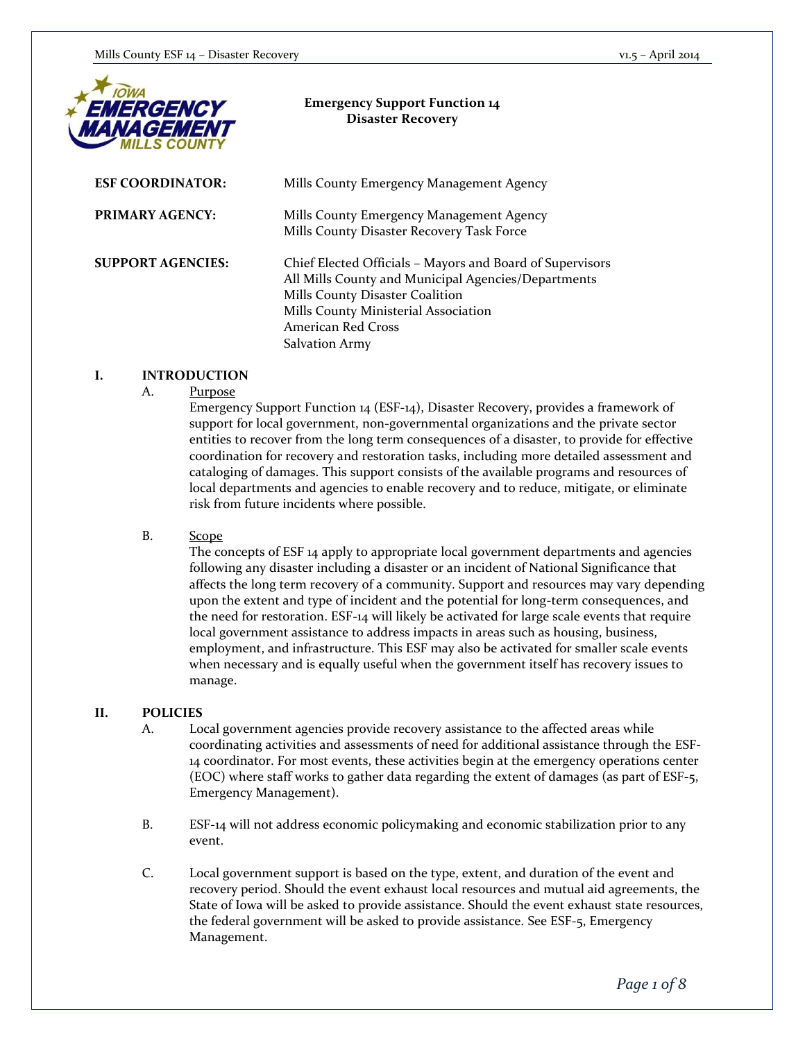# Emergency Support Function 14
## Disaster Recovery

| | |
|---|---|
| **ESF COORDINATOR:** | Mills County Emergency Management Agency |
| **PRIMARY AGENCY:** | Mills County Emergency Management Agency<br>Mills County Disaster Recovery Task Force |
| **SUPPORT AGENCIES:** | Chief Elected Officials – Mayors and Board of Supervisors<br>All Mills County and Municipal Agencies/Departments<br>Mills County Disaster Coalition<br>Mills County Ministerial Association<br>American Red Cross<br>Salvation Army |

## I. INTRODUCTION

### A. Purpose

Emergency Support Function 14 (ESF-14), Disaster Recovery, provides a framework of support for local government, non-governmental organizations and the private sector entities to recover from the long term consequences of a disaster, to provide for effective coordination for recovery and restoration tasks, including more detailed assessment and cataloging of damages. This support consists of the available programs and resources of local departments and agencies to enable recovery and to reduce, mitigate, or eliminate risk from future incidents where possible.

### B. Scope

The concepts of ESF 14 apply to appropriate local government departments and agencies following any disaster including a disaster or an incident of National Significance that affects the long term recovery of a community. Support and resources may vary depending upon the extent and type of incident and the potential for long-term consequences, and the need for restoration. ESF-14 will likely be activated for large scale events that require local government assistance to address impacts in areas such as housing, business, employment, and infrastructure. This ESF may also be activated for smaller scale events when necessary and is equally useful when the government itself has recovery issues to manage.

## II. POLICIES

A. Local government agencies provide recovery assistance to the affected areas while coordinating activities and assessments of need for additional assistance through the ESF-14 coordinator. For most events, these activities begin at the emergency operations center (EOC) where staff works to gather data regarding the extent of damages (as part of ESF-5, Emergency Management).

B. ESF-14 will not address economic policymaking and economic stabilization prior to any event.

C. Local government support is based on the type, extent, and duration of the event and recovery period. Should the event exhaust local resources and mutual aid agreements, the State of Iowa will be asked to provide assistance. Should the event exhaust state resources, the federal government will be asked to provide assistance. See ESF-5, Emergency Management.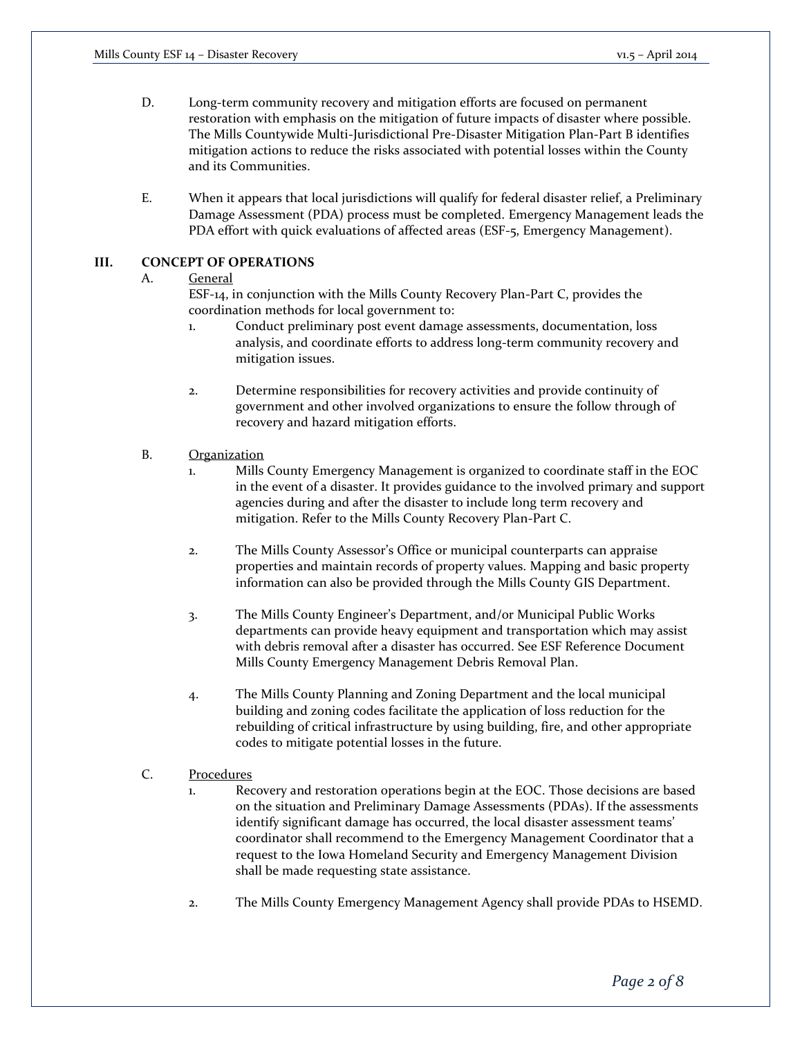D. Long-term community recovery and mitigation efforts are focused on permanent restoration with emphasis on the mitigation of future impacts of disaster where possible. The Mills Countywide Multi-Jurisdictional Pre-Disaster Mitigation Plan-Part B identifies mitigation actions to reduce the risks associated with potential losses within the County and its Communities.

E. When it appears that local jurisdictions will qualify for federal disaster relief, a Preliminary Damage Assessment (PDA) process must be completed. Emergency Management leads the PDA effort with quick evaluations of affected areas (ESF-5, Emergency Management).

## III. CONCEPT OF OPERATIONS

A. General

ESF-14, in conjunction with the Mills County Recovery Plan-Part C, provides the coordination methods for local government to:

1. Conduct preliminary post event damage assessments, documentation, loss analysis, and coordinate efforts to address long-term community recovery and mitigation issues.

2. Determine responsibilities for recovery activities and provide continuity of government and other involved organizations to ensure the follow through of recovery and hazard mitigation efforts.

B. Organization

1. Mills County Emergency Management is organized to coordinate staff in the EOC in the event of a disaster. It provides guidance to the involved primary and support agencies during and after the disaster to include long term recovery and mitigation. Refer to the Mills County Recovery Plan-Part C.

2. The Mills County Assessor's Office or municipal counterparts can appraise properties and maintain records of property values. Mapping and basic property information can also be provided through the Mills County GIS Department.

3. The Mills County Engineer's Department, and/or Municipal Public Works departments can provide heavy equipment and transportation which may assist with debris removal after a disaster has occurred. See ESF Reference Document Mills County Emergency Management Debris Removal Plan.

4. The Mills County Planning and Zoning Department and the local municipal building and zoning codes facilitate the application of loss reduction for the rebuilding of critical infrastructure by using building, fire, and other appropriate codes to mitigate potential losses in the future.

C. Procedures

1. Recovery and restoration operations begin at the EOC. Those decisions are based on the situation and Preliminary Damage Assessments (PDAs). If the assessments identify significant damage has occurred, the local disaster assessment teams' coordinator shall recommend to the Emergency Management Coordinator that a request to the Iowa Homeland Security and Emergency Management Division shall be made requesting state assistance.

2. The Mills County Emergency Management Agency shall provide PDAs to HSEMD.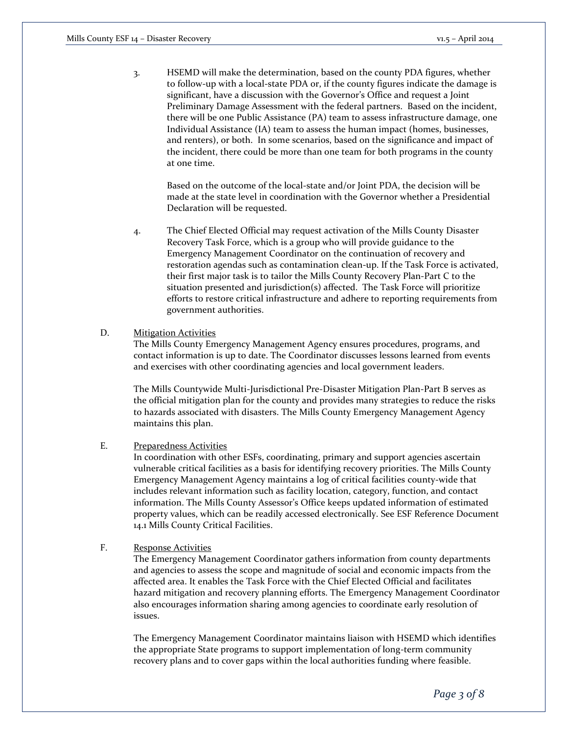3. HSEMD will make the determination, based on the county PDA figures, whether to follow-up with a local-state PDA or, if the county figures indicate the damage is significant, have a discussion with the Governor's Office and request a Joint Preliminary Damage Assessment with the federal partners. Based on the incident, there will be one Public Assistance (PA) team to assess infrastructure damage, one Individual Assistance (IA) team to assess the human impact (homes, businesses, and renters), or both. In some scenarios, based on the significance and impact of the incident, there could be more than one team for both programs in the county at one time.

   Based on the outcome of the local-state and/or Joint PDA, the decision will be made at the state level in coordination with the Governor whether a Presidential Declaration will be requested.

4. The Chief Elected Official may request activation of the Mills County Disaster Recovery Task Force, which is a group who will provide guidance to the Emergency Management Coordinator on the continuation of recovery and restoration agendas such as contamination clean-up. If the Task Force is activated, their first major task is to tailor the Mills County Recovery Plan-Part C to the situation presented and jurisdiction(s) affected. The Task Force will prioritize efforts to restore critical infrastructure and adhere to reporting requirements from government authorities.

D. <u>Mitigation Activities</u>

The Mills County Emergency Management Agency ensures procedures, programs, and contact information is up to date. The Coordinator discusses lessons learned from events and exercises with other coordinating agencies and local government leaders.

The Mills Countywide Multi-Jurisdictional Pre-Disaster Mitigation Plan-Part B serves as the official mitigation plan for the county and provides many strategies to reduce the risks to hazards associated with disasters. The Mills County Emergency Management Agency maintains this plan.

E. <u>Preparedness Activities</u>

In coordination with other ESFs, coordinating, primary and support agencies ascertain vulnerable critical facilities as a basis for identifying recovery priorities. The Mills County Emergency Management Agency maintains a log of critical facilities county-wide that includes relevant information such as facility location, category, function, and contact information. The Mills County Assessor's Office keeps updated information of estimated property values, which can be readily accessed electronically. See ESF Reference Document 14.1 Mills County Critical Facilities.

F. <u>Response Activities</u>

The Emergency Management Coordinator gathers information from county departments and agencies to assess the scope and magnitude of social and economic impacts from the affected area. It enables the Task Force with the Chief Elected Official and facilitates hazard mitigation and recovery planning efforts. The Emergency Management Coordinator also encourages information sharing among agencies to coordinate early resolution of issues.

The Emergency Management Coordinator maintains liaison with HSEMD which identifies the appropriate State programs to support implementation of long-term community recovery plans and to cover gaps within the local authorities funding where feasible.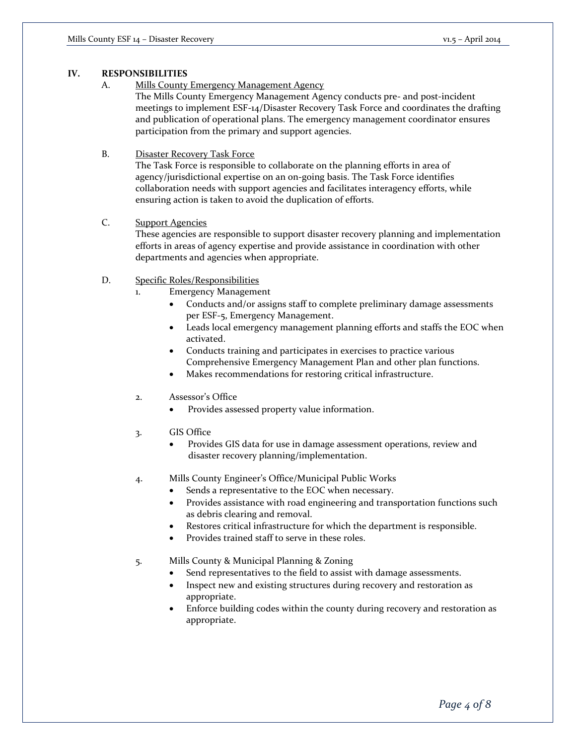## IV. RESPONSIBILITIES

A. Mills County Emergency Management Agency

The Mills County Emergency Management Agency conducts pre- and post-incident meetings to implement ESF-14/Disaster Recovery Task Force and coordinates the drafting and publication of operational plans. The emergency management coordinator ensures participation from the primary and support agencies.

B. Disaster Recovery Task Force

The Task Force is responsible to collaborate on the planning efforts in area of agency/jurisdictional expertise on an on-going basis. The Task Force identifies collaboration needs with support agencies and facilitates interagency efforts, while ensuring action is taken to avoid the duplication of efforts.

C. Support Agencies

These agencies are responsible to support disaster recovery planning and implementation efforts in areas of agency expertise and provide assistance in coordination with other departments and agencies when appropriate.

D. Specific Roles/Responsibilities

1. Emergency Management
   - Conducts and/or assigns staff to complete preliminary damage assessments per ESF-5, Emergency Management.
   - Leads local emergency management planning efforts and staffs the EOC when activated.
   - Conducts training and participates in exercises to practice various Comprehensive Emergency Management Plan and other plan functions.
   - Makes recommendations for restoring critical infrastructure.

2. Assessor's Office
   - Provides assessed property value information.

3. GIS Office
   - Provides GIS data for use in damage assessment operations, review and disaster recovery planning/implementation.

4. Mills County Engineer's Office/Municipal Public Works
   - Sends a representative to the EOC when necessary.
   - Provides assistance with road engineering and transportation functions such as debris clearing and removal.
   - Restores critical infrastructure for which the department is responsible.
   - Provides trained staff to serve in these roles.

5. Mills County & Municipal Planning & Zoning
   - Send representatives to the field to assist with damage assessments.
   - Inspect new and existing structures during recovery and restoration as appropriate.
   - Enforce building codes within the county during recovery and restoration as appropriate.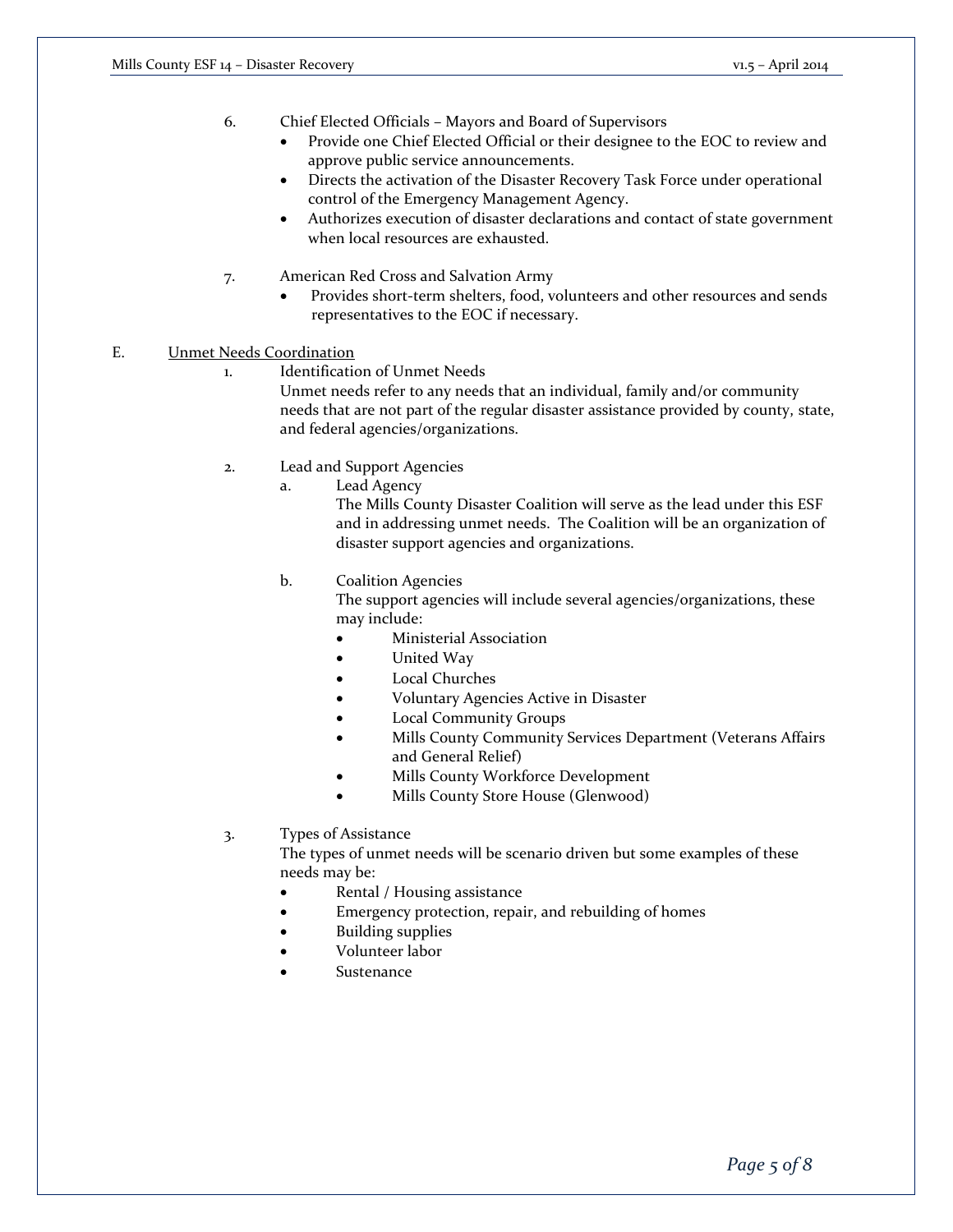6. Chief Elected Officials – Mayors and Board of Supervisors
   - Provide one Chief Elected Official or their designee to the EOC to review and approve public service announcements.
   - Directs the activation of the Disaster Recovery Task Force under operational control of the Emergency Management Agency.
   - Authorizes execution of disaster declarations and contact of state government when local resources are exhausted.

7. American Red Cross and Salvation Army
   - Provides short-term shelters, food, volunteers and other resources and sends representatives to the EOC if necessary.

## E. Unmet Needs Coordination

1. Identification of Unmet Needs

   Unmet needs refer to any needs that an individual, family and/or community needs that are not part of the regular disaster assistance provided by county, state, and federal agencies/organizations.

2. Lead and Support Agencies

   a. Lead Agency

   The Mills County Disaster Coalition will serve as the lead under this ESF and in addressing unmet needs. The Coalition will be an organization of disaster support agencies and organizations.

   b. Coalition Agencies

   The support agencies will include several agencies/organizations, these may include:

   - Ministerial Association
   - United Way
   - Local Churches
   - Voluntary Agencies Active in Disaster
   - Local Community Groups
   - Mills County Community Services Department (Veterans Affairs and General Relief)
   - Mills County Workforce Development
   - Mills County Store House (Glenwood)

3. Types of Assistance

   The types of unmet needs will be scenario driven but some examples of these needs may be:

   - Rental / Housing assistance
   - Emergency protection, repair, and rebuilding of homes
   - Building supplies
   - Volunteer labor
   - Sustenance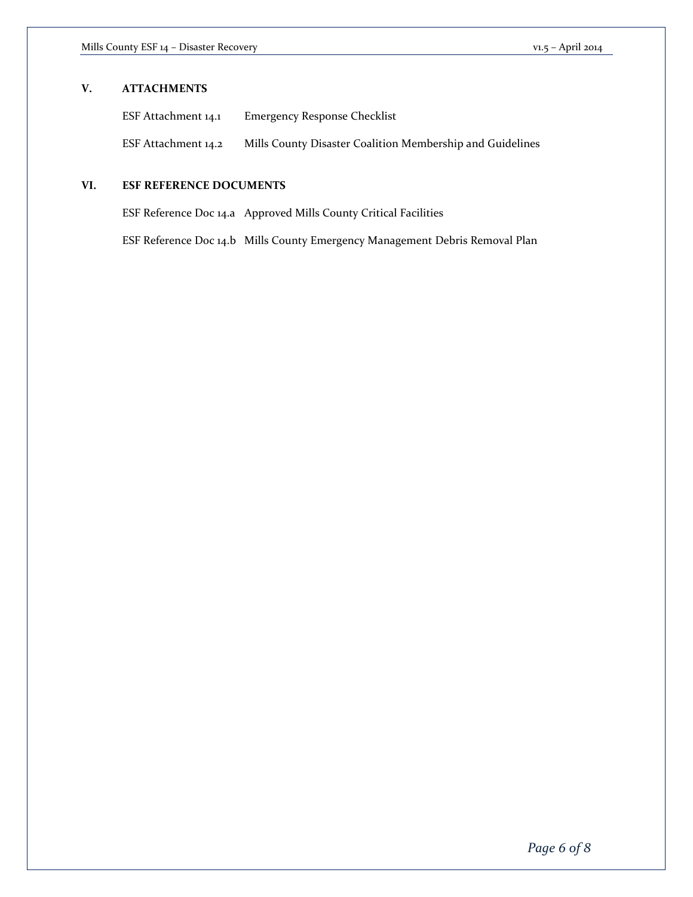## V. ATTACHMENTS

| | |
|---|---|
| ESF Attachment 14.1 | Emergency Response Checklist |
| ESF Attachment 14.2 | Mills County Disaster Coalition Membership and Guidelines |

## VI. ESF REFERENCE DOCUMENTS

| | |
|---|---|
| ESF Reference Doc 14.a | Approved Mills County Critical Facilities |
| ESF Reference Doc 14.b | Mills County Emergency Management Debris Removal Plan |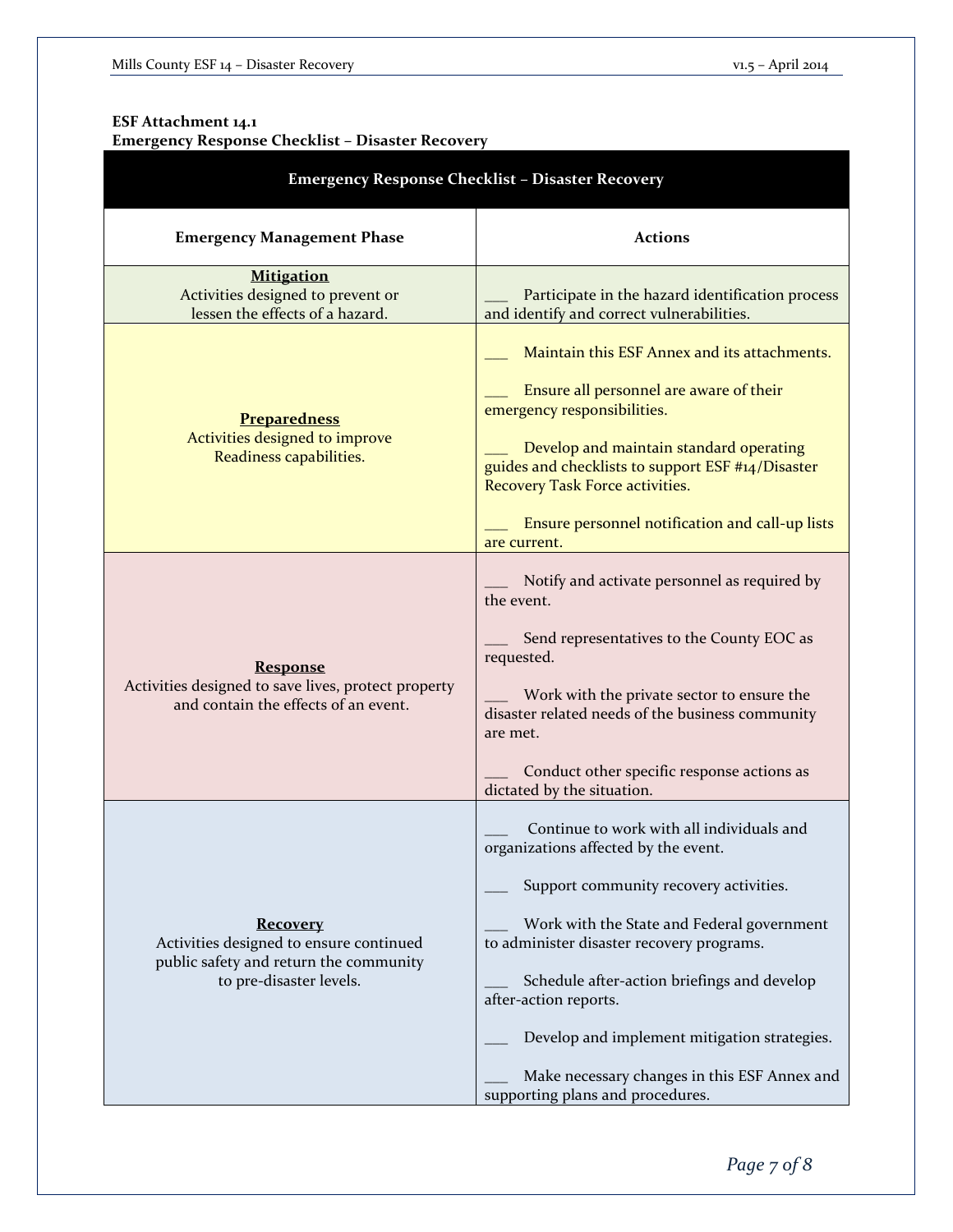**ESF Attachment 14.1**
**Emergency Response Checklist – Disaster Recovery**

| Emergency Response Checklist – Disaster Recovery | |
|---|---|
| **Emergency Management Phase** | **Actions** |
| **<u>Mitigation</u>**<br>Activities designed to prevent or lessen the effects of a hazard. | ___ Participate in the hazard identification process and identify and correct vulnerabilities. |
| **<u>Preparedness</u>**<br>Activities designed to improve Readiness capabilities. | ___ Maintain this ESF Annex and its attachments.<br><br>___ Ensure all personnel are aware of their emergency responsibilities.<br><br>___ Develop and maintain standard operating guides and checklists to support ESF #14/Disaster Recovery Task Force activities.<br><br>___ Ensure personnel notification and call-up lists are current. |
| **<u>Response</u>**<br>Activities designed to save lives, protect property and contain the effects of an event. | ___ Notify and activate personnel as required by the event.<br><br>___ Send representatives to the County EOC as requested.<br><br>___ Work with the private sector to ensure the disaster related needs of the business community are met.<br><br>___ Conduct other specific response actions as dictated by the situation. |
| **<u>Recovery</u>**<br>Activities designed to ensure continued public safety and return the community to pre-disaster levels. | ___ Continue to work with all individuals and organizations affected by the event.<br><br>___ Support community recovery activities.<br><br>___ Work with the State and Federal government to administer disaster recovery programs.<br><br>___ Schedule after-action briefings and develop after-action reports.<br><br>___ Develop and implement mitigation strategies.<br><br>___ Make necessary changes in this ESF Annex and supporting plans and procedures. |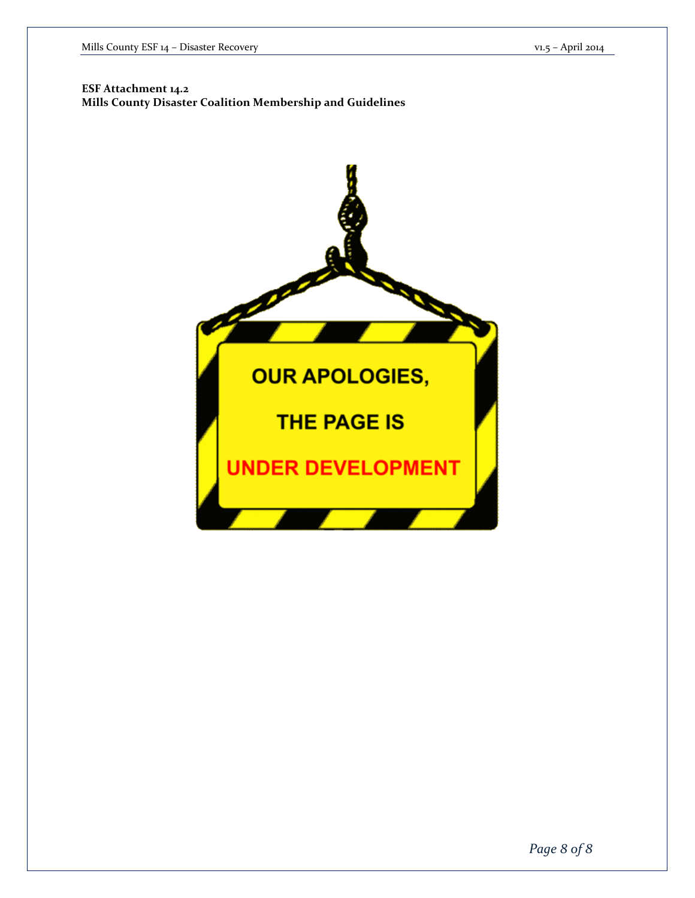**ESF Attachment 14.2**
**Mills County Disaster Coalition Membership and Guidelines**

OUR APOLOGIES,

THE PAGE IS

UNDER DEVELOPMENT